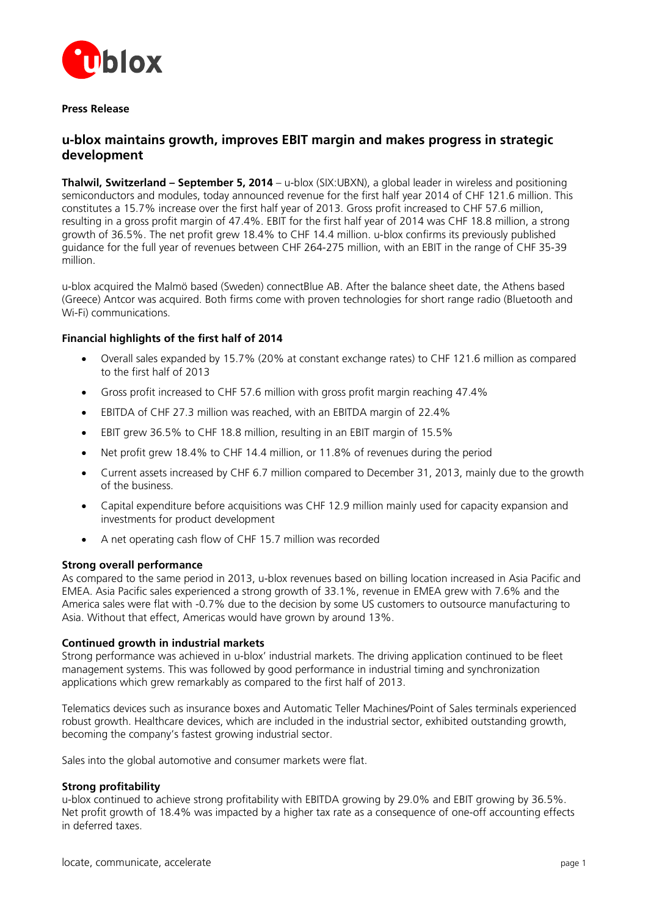**Press Release**

# u-blox maintains growth, improves EBIT margin and makes progress in strategic development

**Thalwil, Switzerland – September 5, 2014** – u-blox (SIX:UBXN), a global leader in wireless and positioning semiconductors and modules, today announced revenue for the first half year 2014 of CHF 121.6 million. This constitutes a 15.7% increase over the first half year of 2013. Gross profit increased to CHF 57.6 million, resulting in a gross profit margin of 47.4%. EBIT for the first half year of 2014 was CHF 18.8 million, a strong growth of 36.5%. The net profit grew 18.4% to CHF 14.4 million. u-blox confirms its previously published guidance for the full year of revenues between CHF 264-275 million, with an EBIT in the range of CHF 35-39 million.

u-blox acquired the Malmö based (Sweden) connectBlue AB. After the balance sheet date, the Athens based (Greece) Antcor was acquired. Both firms come with proven technologies for short range radio (Bluetooth and Wi-Fi) communications.

## Financial highlights of the first half of 2014

- Overall sales expanded by 15.7% (20% at constant exchange rates) to CHF 121.6 million as compared to the first half of 2013
- Gross profit increased to CHF 57.6 million with gross profit margin reaching 47.4%
- EBITDA of CHF 27.3 million was reached, with an EBITDA margin of 22.4%
- EBIT grew 36.5% to CHF 18.8 million, resulting in an EBIT margin of 15.5%
- Net profit grew 18.4% to CHF 14.4 million, or 11.8% of revenues during the period
- Current assets increased by CHF 6.7 million compared to December 31, 2013, mainly due to the growth of the business.
- Capital expenditure before acquisitions was CHF 12.9 million mainly used for capacity expansion and investments for product development
- A net operating cash flow of CHF 15.7 million was recorded

## Strong overall performance

As compared to the same period in 2013, u-blox revenues based on billing location increased in Asia Pacific and EMEA. Asia Pacific sales experienced a strong growth of 33.1%, revenue in EMEA grew with 7.6% and the America sales were flat with -0.7% due to the decision by some US customers to outsource manufacturing to Asia. Without that effect, Americas would have grown by around 13%.

## Continued growth in industrial markets

Strong performance was achieved in u-blox' industrial markets. The driving application continued to be fleet management systems. This was followed by good performance in industrial timing and synchronization applications which grew remarkably as compared to the first half of 2013.

Telematics devices such as insurance boxes and Automatic Teller Machines/Point of Sales terminals experienced robust growth. Healthcare devices, which are included in the industrial sector, exhibited outstanding growth, becoming the company's fastest growing industrial sector.

Sales into the global automotive and consumer markets were flat.

## Strong profitability

u-blox continued to achieve strong profitability with EBITDA growing by 29.0% and EBIT growing by 36.5%. Net profit growth of 18.4% was impacted by a higher tax rate as a consequence of one-off accounting effects in deferred taxes.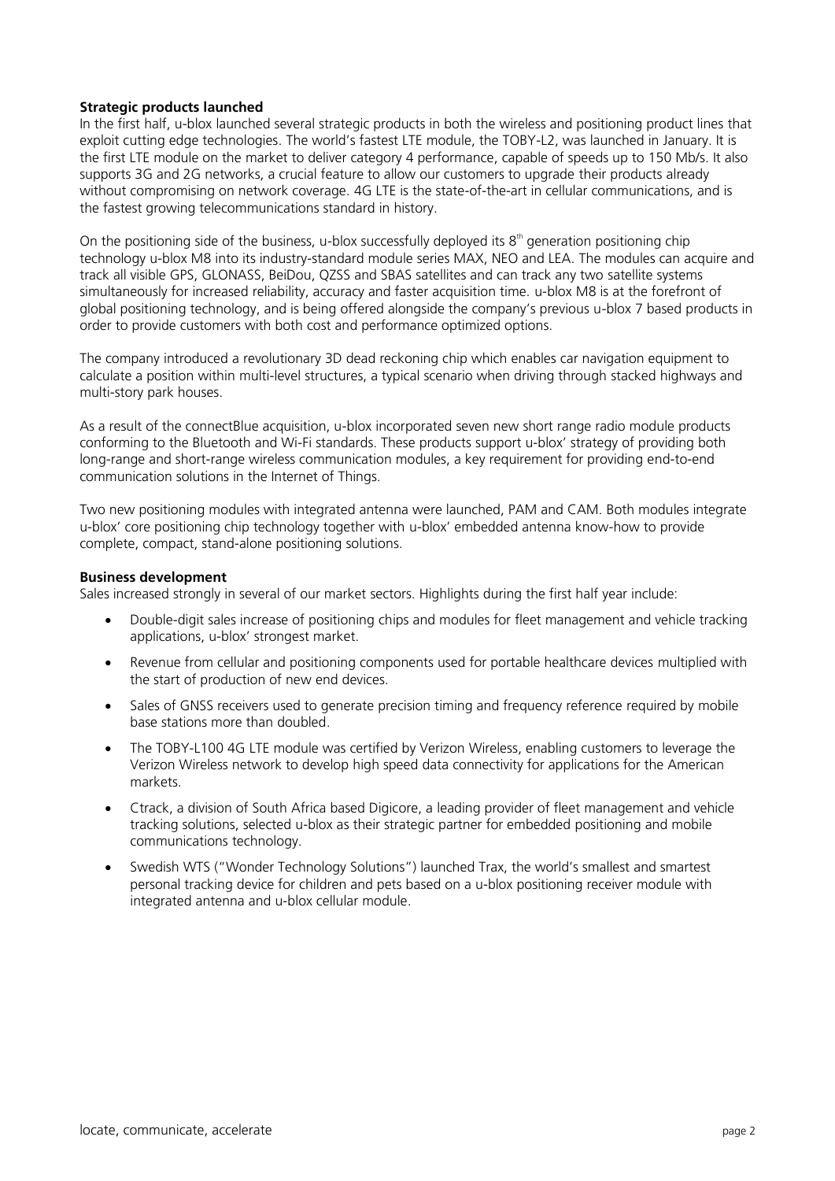**Strategic products launched**

In the first half, u-blox launched several strategic products in both the wireless and positioning product lines that exploit cutting edge technologies. The world's fastest LTE module, the TOBY-L2, was launched in January. It is the first LTE module on the market to deliver category 4 performance, capable of speeds up to 150 Mb/s. It also supports 3G and 2G networks, a crucial feature to allow our customers to upgrade their products already without compromising on network coverage. 4G LTE is the state-of-the-art in cellular communications, and is the fastest growing telecommunications standard in history.

On the positioning side of the business, u-blox successfully deployed its 8th generation positioning chip technology u-blox M8 into its industry-standard module series MAX, NEO and LEA. The modules can acquire and track all visible GPS, GLONASS, BeiDou, QZSS and SBAS satellites and can track any two satellite systems simultaneously for increased reliability, accuracy and faster acquisition time. u-blox M8 is at the forefront of global positioning technology, and is being offered alongside the company's previous u-blox 7 based products in order to provide customers with both cost and performance optimized options.

The company introduced a revolutionary 3D dead reckoning chip which enables car navigation equipment to calculate a position within multi-level structures, a typical scenario when driving through stacked highways and multi-story park houses.

As a result of the connectBlue acquisition, u-blox incorporated seven new short range radio module products conforming to the Bluetooth and Wi-Fi standards. These products support u-blox' strategy of providing both long-range and short-range wireless communication modules, a key requirement for providing end-to-end communication solutions in the Internet of Things.

Two new positioning modules with integrated antenna were launched, PAM and CAM. Both modules integrate u-blox' core positioning chip technology together with u-blox' embedded antenna know-how to provide complete, compact, stand-alone positioning solutions.

**Business development**

Sales increased strongly in several of our market sectors. Highlights during the first half year include:

- Double-digit sales increase of positioning chips and modules for fleet management and vehicle tracking applications, u-blox' strongest market.
- Revenue from cellular and positioning components used for portable healthcare devices multiplied with the start of production of new end devices.
- Sales of GNSS receivers used to generate precision timing and frequency reference required by mobile base stations more than doubled.
- The TOBY-L100 4G LTE module was certified by Verizon Wireless, enabling customers to leverage the Verizon Wireless network to develop high speed data connectivity for applications for the American markets.
- Ctrack, a division of South Africa based Digicore, a leading provider of fleet management and vehicle tracking solutions, selected u-blox as their strategic partner for embedded positioning and mobile communications technology.
- Swedish WTS ("Wonder Technology Solutions") launched Trax, the world's smallest and smartest personal tracking device for children and pets based on a u-blox positioning receiver module with integrated antenna and u-blox cellular module.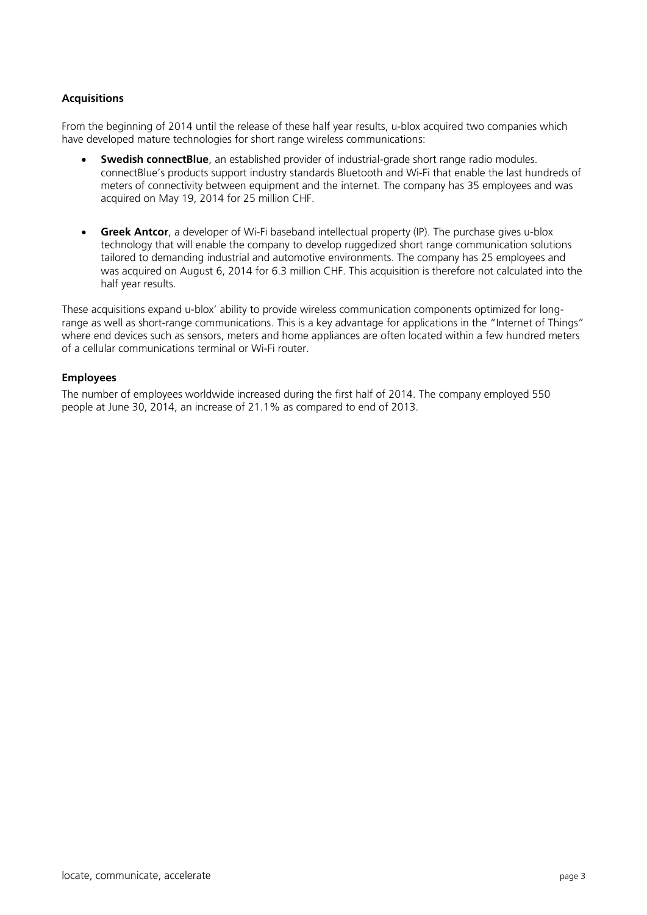## Acquisitions

From the beginning of 2014 until the release of these half year results, u-blox acquired two companies which have developed mature technologies for short range wireless communications:

- **Swedish connectBlue**, an established provider of industrial-grade short range radio modules. connectBlue's products support industry standards Bluetooth and Wi-Fi that enable the last hundreds of meters of connectivity between equipment and the internet. The company has 35 employees and was acquired on May 19, 2014 for 25 million CHF.

- **Greek Antcor**, a developer of Wi-Fi baseband intellectual property (IP). The purchase gives u-blox technology that will enable the company to develop ruggedized short range communication solutions tailored to demanding industrial and automotive environments. The company has 25 employees and was acquired on August 6, 2014 for 6.3 million CHF. This acquisition is therefore not calculated into the half year results.

These acquisitions expand u-blox' ability to provide wireless communication components optimized for long-range as well as short-range communications. This is a key advantage for applications in the "Internet of Things" where end devices such as sensors, meters and home appliances are often located within a few hundred meters of a cellular communications terminal or Wi-Fi router.

## Employees

The number of employees worldwide increased during the first half of 2014. The company employed 550 people at June 30, 2014, an increase of 21.1% as compared to end of 2013.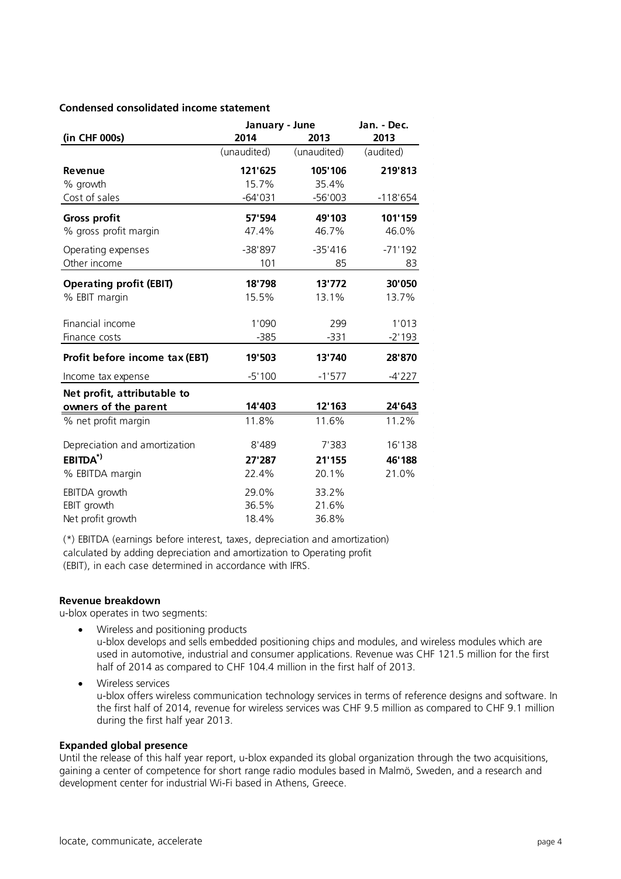**Condensed consolidated income statement**

| (in CHF 000s) | January - June 2014 | 2013 | Jan. - Dec. 2013 |
|---|---|---|---|
| | (unaudited) | (unaudited) | (audited) |
| **Revenue** | **121'625** | **105'106** | **219'813** |
| % growth | 15.7% | 35.4% | |
| Cost of sales | -64'031 | -56'003 | -118'654 |
| **Gross profit** | **57'594** | **49'103** | **101'159** |
| % gross profit margin | 47.4% | 46.7% | 46.0% |
| Operating expenses | -38'897 | -35'416 | -71'192 |
| Other income | 101 | 85 | 83 |
| **Operating profit (EBIT)** | **18'798** | **13'772** | **30'050** |
| % EBIT margin | 15.5% | 13.1% | 13.7% |
| Financial income | 1'090 | 299 | 1'013 |
| Finance costs | -385 | -331 | -2'193 |
| **Profit before income tax (EBT)** | **19'503** | **13'740** | **28'870** |
| Income tax expense | -5'100 | -1'577 | -4'227 |
| **Net profit, attributable to owners of the parent** | **14'403** | **12'163** | **24'643** |
| % net profit margin | 11.8% | 11.6% | 11.2% |
| Depreciation and amortization | 8'489 | 7'383 | 16'138 |
| **EBITDA\*)** | **27'287** | **21'155** | **46'188** |
| % EBITDA margin | 22.4% | 20.1% | 21.0% |
| EBITDA growth | 29.0% | 33.2% | |
| EBIT growth | 36.5% | 21.6% | |
| Net profit growth | 18.4% | 36.8% | |

(*) EBITDA (earnings before interest, taxes, depreciation and amortization) calculated by adding depreciation and amortization to Operating profit (EBIT), in each case determined in accordance with IFRS.

**Revenue breakdown**

u-blox operates in two segments:

- Wireless and positioning products
  u-blox develops and sells embedded positioning chips and modules, and wireless modules which are used in automotive, industrial and consumer applications. Revenue was CHF 121.5 million for the first half of 2014 as compared to CHF 104.4 million in the first half of 2013.
- Wireless services
  u-blox offers wireless communication technology services in terms of reference designs and software. In the first half of 2014, revenue for wireless services was CHF 9.5 million as compared to CHF 9.1 million during the first half year 2013.

**Expanded global presence**

Until the release of this half year report, u-blox expanded its global organization through the two acquisitions, gaining a center of competence for short range radio modules based in Malmö, Sweden, and a research and development center for industrial Wi-Fi based in Athens, Greece.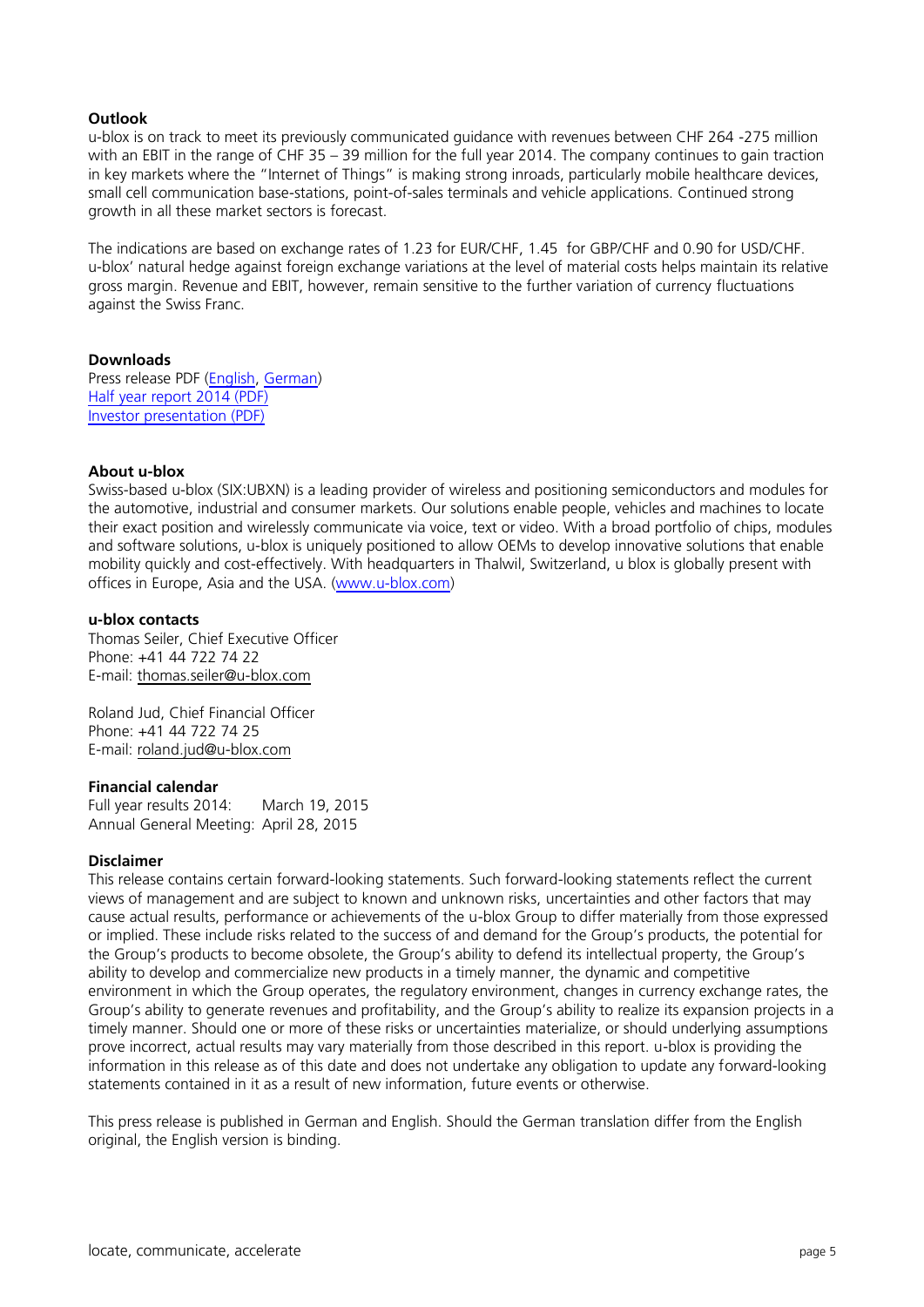**Outlook**

u-blox is on track to meet its previously communicated guidance with revenues between CHF 264 -275 million with an EBIT in the range of CHF 35 – 39 million for the full year 2014. The company continues to gain traction in key markets where the "Internet of Things" is making strong inroads, particularly mobile healthcare devices, small cell communication base-stations, point-of-sales terminals and vehicle applications. Continued strong growth in all these market sectors is forecast.

The indications are based on exchange rates of 1.23 for EUR/CHF, 1.45 for GBP/CHF and 0.90 for USD/CHF. u-blox' natural hedge against foreign exchange variations at the level of material costs helps maintain its relative gross margin. Revenue and EBIT, however, remain sensitive to the further variation of currency fluctuations against the Swiss Franc.

**Downloads**

Press release PDF (English, German)
Half year report 2014 (PDF)
Investor presentation (PDF)

**About u-blox**

Swiss-based u-blox (SIX:UBXN) is a leading provider of wireless and positioning semiconductors and modules for the automotive, industrial and consumer markets. Our solutions enable people, vehicles and machines to locate their exact position and wirelessly communicate via voice, text or video. With a broad portfolio of chips, modules and software solutions, u-blox is uniquely positioned to allow OEMs to develop innovative solutions that enable mobility quickly and cost-effectively. With headquarters in Thalwil, Switzerland, u blox is globally present with offices in Europe, Asia and the USA. (www.u-blox.com)

**u-blox contacts**

Thomas Seiler, Chief Executive Officer
Phone: +41 44 722 74 22
E-mail: thomas.seiler@u-blox.com

Roland Jud, Chief Financial Officer
Phone: +41 44 722 74 25
E-mail: roland.jud@u-blox.com

**Financial calendar**

Full year results 2014: March 19, 2015
Annual General Meeting: April 28, 2015

**Disclaimer**

This release contains certain forward-looking statements. Such forward-looking statements reflect the current views of management and are subject to known and unknown risks, uncertainties and other factors that may cause actual results, performance or achievements of the u-blox Group to differ materially from those expressed or implied. These include risks related to the success of and demand for the Group's products, the potential for the Group's products to become obsolete, the Group's ability to defend its intellectual property, the Group's ability to develop and commercialize new products in a timely manner, the dynamic and competitive environment in which the Group operates, the regulatory environment, changes in currency exchange rates, the Group's ability to generate revenues and profitability, and the Group's ability to realize its expansion projects in a timely manner. Should one or more of these risks or uncertainties materialize, or should underlying assumptions prove incorrect, actual results may vary materially from those described in this report. u-blox is providing the information in this release as of this date and does not undertake any obligation to update any forward-looking statements contained in it as a result of new information, future events or otherwise.

This press release is published in German and English. Should the German translation differ from the English original, the English version is binding.